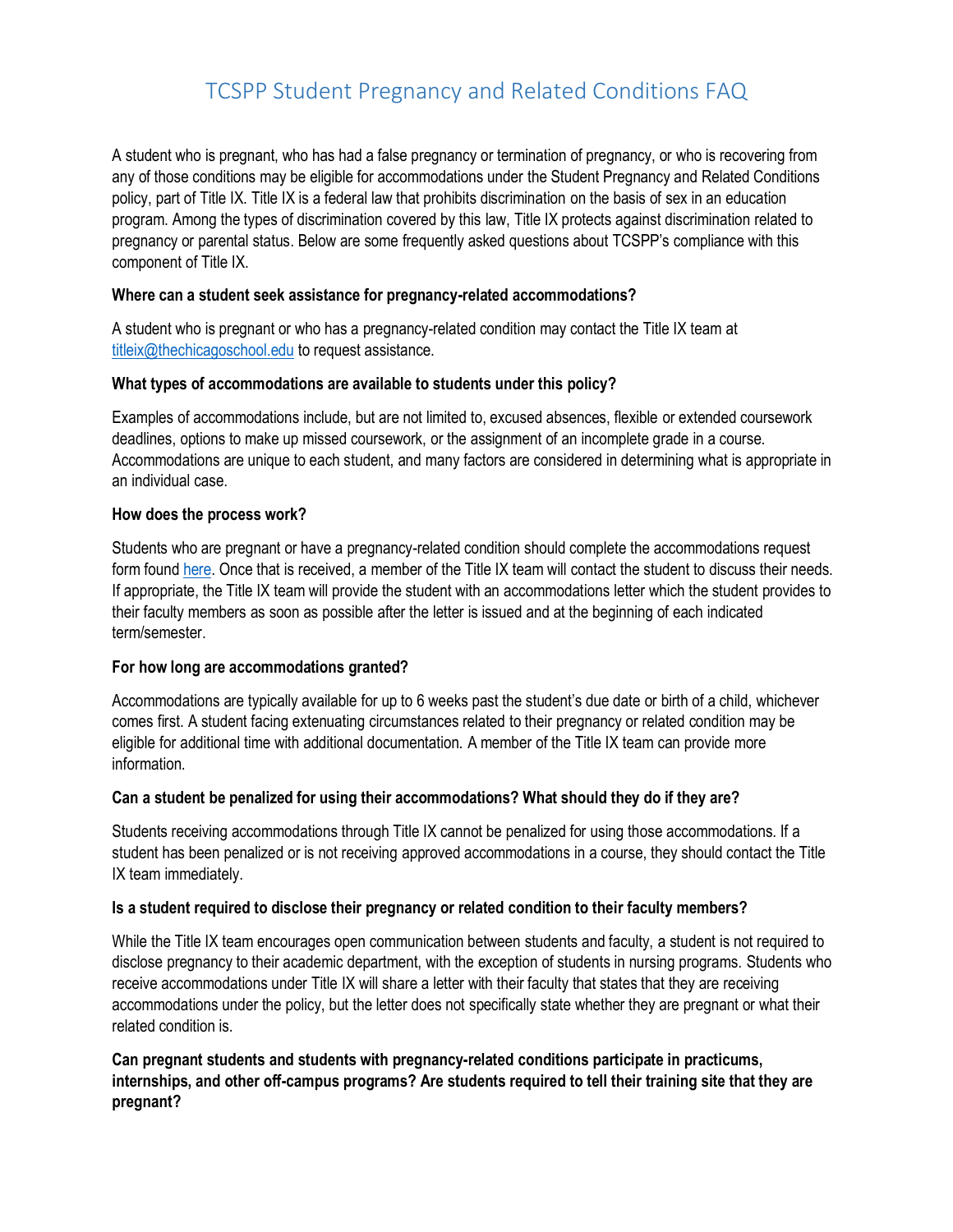# TCSPP Student Pregnancy and Related Conditions FAQ

A student who is pregnant, who has had a false pregnancy or termination of pregnancy, or who is recovering from any of those conditions may be eligible for accommodations under the Student Pregnancy and Related Conditions policy, part of Title IX. Title IX is a federal law that prohibits discrimination on the basis of sex in an education program. Among the types of discrimination covered by this law, Title IX protects against discrimination related to pregnancy or parental status. Below are some frequently asked questions about TCSPP's compliance with this component of Title IX.

**Where can a student seek assistance for pregnancy-related accommodations?**

A student who is pregnant or who has a pregnancy-related condition may contact the Title IX team at titleix@thechicagoschool.edu to request assistance.

**What types of accommodations are available to students under this policy?**

Examples of accommodations include, but are not limited to, excused absences, flexible or extended coursework deadlines, options to make up missed coursework, or the assignment of an incomplete grade in a course. Accommodations are unique to each student, and many factors are considered in determining what is appropriate in an individual case.

**How does the process work?**

Students who are pregnant or have a pregnancy-related condition should complete the accommodations request form found here. Once that is received, a member of the Title IX team will contact the student to discuss their needs. If appropriate, the Title IX team will provide the student with an accommodations letter which the student provides to their faculty members as soon as possible after the letter is issued and at the beginning of each indicated term/semester.

**For how long are accommodations granted?**

Accommodations are typically available for up to 6 weeks past the student's due date or birth of a child, whichever comes first. A student facing extenuating circumstances related to their pregnancy or related condition may be eligible for additional time with additional documentation. A member of the Title IX team can provide more information.

**Can a student be penalized for using their accommodations? What should they do if they are?**

Students receiving accommodations through Title IX cannot be penalized for using those accommodations. If a student has been penalized or is not receiving approved accommodations in a course, they should contact the Title IX team immediately.

**Is a student required to disclose their pregnancy or related condition to their faculty members?**

While the Title IX team encourages open communication between students and faculty, a student is not required to disclose pregnancy to their academic department, with the exception of students in nursing programs. Students who receive accommodations under Title IX will share a letter with their faculty that states that they are receiving accommodations under the policy, but the letter does not specifically state whether they are pregnant or what their related condition is.

**Can pregnant students and students with pregnancy-related conditions participate in practicums, internships, and other off-campus programs? Are students required to tell their training site that they are pregnant?**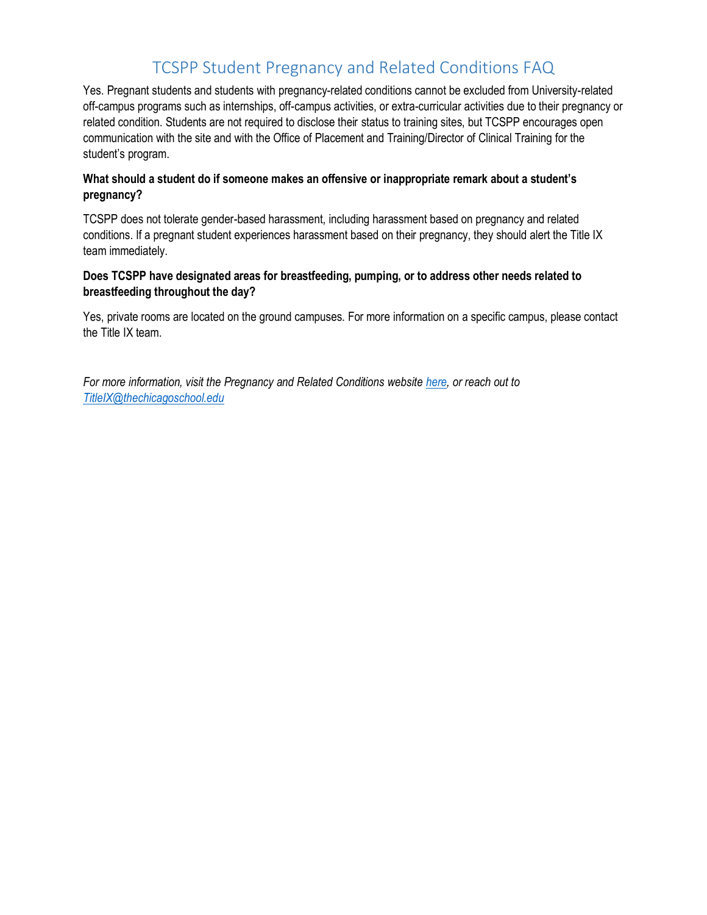# TCSPP Student Pregnancy and Related Conditions FAQ

Yes. Pregnant students and students with pregnancy-related conditions cannot be excluded from University-related off-campus programs such as internships, off-campus activities, or extra-curricular activities due to their pregnancy or related condition. Students are not required to disclose their status to training sites, but TCSPP encourages open communication with the site and with the Office of Placement and Training/Director of Clinical Training for the student's program.

**What should a student do if someone makes an offensive or inappropriate remark about a student's pregnancy?**

TCSPP does not tolerate gender-based harassment, including harassment based on pregnancy and related conditions. If a pregnant student experiences harassment based on their pregnancy, they should alert the Title IX team immediately.

**Does TCSPP have designated areas for breastfeeding, pumping, or to address other needs related to breastfeeding throughout the day?**

Yes, private rooms are located on the ground campuses. For more information on a specific campus, please contact the Title IX team.

*For more information, visit the Pregnancy and Related Conditions website [here](), or reach out to [TitleIX@thechicagoschool.edu](mailto:TitleIX@thechicagoschool.edu)*